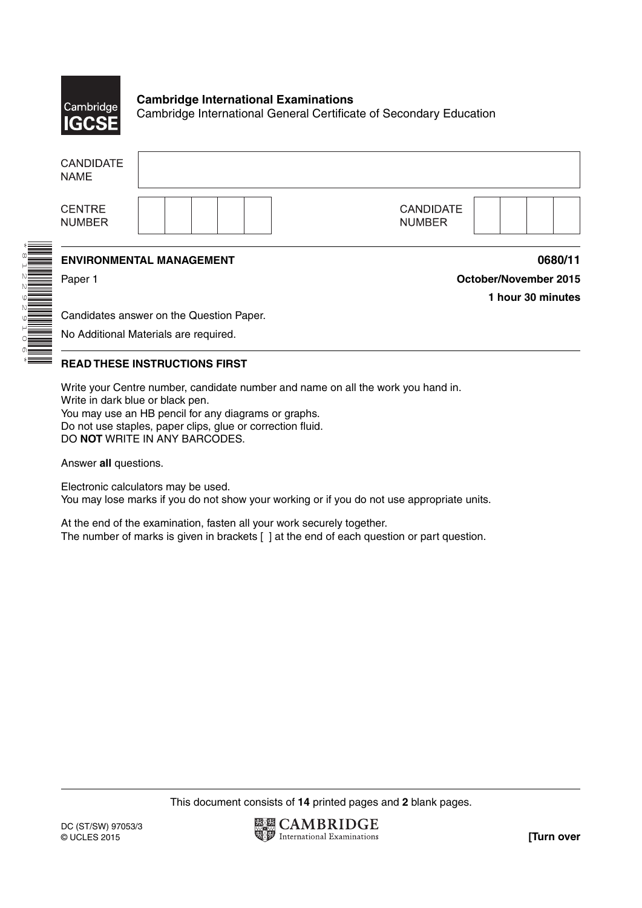**Cambridge International Examinations**
Cambridge International General Certificate of Secondary Education

| CANDIDATE NAME | |
|---|---|

| CENTRE NUMBER | | | | | | | CANDIDATE NUMBER | | | | |
|---|---|---|---|---|---|---|---|---|---|---|---|

*8122929106*

**ENVIRONMENTAL MANAGEMENT** **0680/11**

Paper 1 **October/November 2015**

**1 hour 30 minutes**

Candidates answer on the Question Paper.

No Additional Materials are required.

**READ THESE INSTRUCTIONS FIRST**

Write your Centre number, candidate number and name on all the work you hand in.
Write in dark blue or black pen.
You may use an HB pencil for any diagrams or graphs.
Do not use staples, paper clips, glue or correction fluid.
DO **NOT** WRITE IN ANY BARCODES.

Answer **all** questions.

Electronic calculators may be used.
You may lose marks if you do not show your working or if you do not use appropriate units.

At the end of the examination, fasten all your work securely together.
The number of marks is given in brackets [ ] at the end of each question or part question.

This document consists of **14** printed pages and **2** blank pages.

DC (ST/SW) 97053/3
© UCLES 2015

**[Turn over**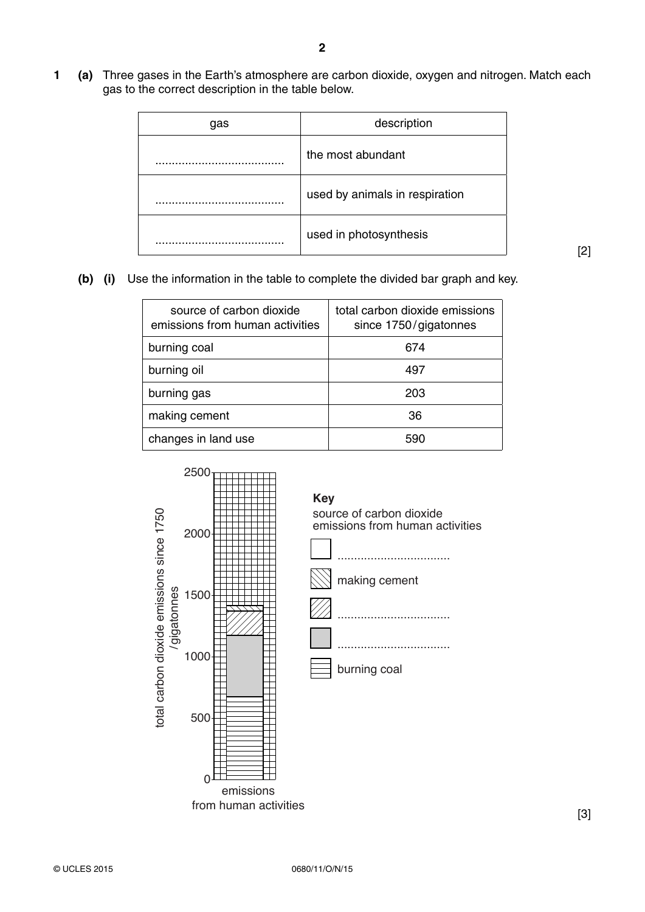**1** **(a)** Three gases in the Earth's atmosphere are carbon dioxide, oxygen and nitrogen. Match each gas to the correct description in the table below.

| gas | description |
|---|---|
| ....................................... | the most abundant |
| ....................................... | used by animals in respiration |
| ....................................... | used in photosynthesis |

[2]

**(b)** **(i)** Use the information in the table to complete the divided bar graph and key.

| source of carbon dioxide emissions from human activities | total carbon dioxide emissions since 1750 / gigatonnes |
|---|---|
| burning coal | 674 |
| burning oil | 497 |
| burning gas | 203 |
| making cement | 36 |
| changes in land use | 590 |

total carbon dioxide emissions since 1750 / gigatonnes

2500

2000

1500

1000

500

0

emissions from human activities

**Key**

source of carbon dioxide emissions from human activities

- ..................................
- making cement
- ..................................
- ..................................
- burning coal

[3]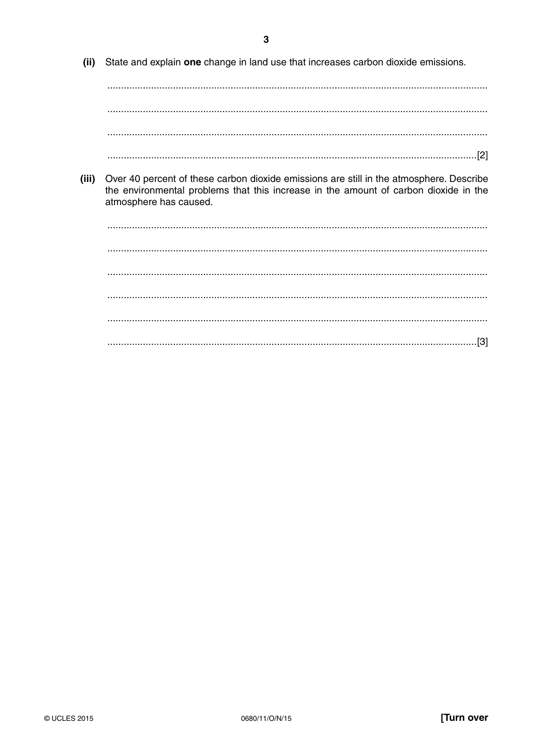(ii) State and explain **one** change in land use that increases carbon dioxide emissions.

..........................................................................................................................................

..........................................................................................................................................

..........................................................................................................................................

.......................................................................................................................................[2]

(iii) Over 40 percent of these carbon dioxide emissions are still in the atmosphere. Describe the environmental problems that this increase in the amount of carbon dioxide in the atmosphere has caused.

..........................................................................................................................................

..........................................................................................................................................

..........................................................................................................................................

..........................................................................................................................................

..........................................................................................................................................

.......................................................................................................................................[3]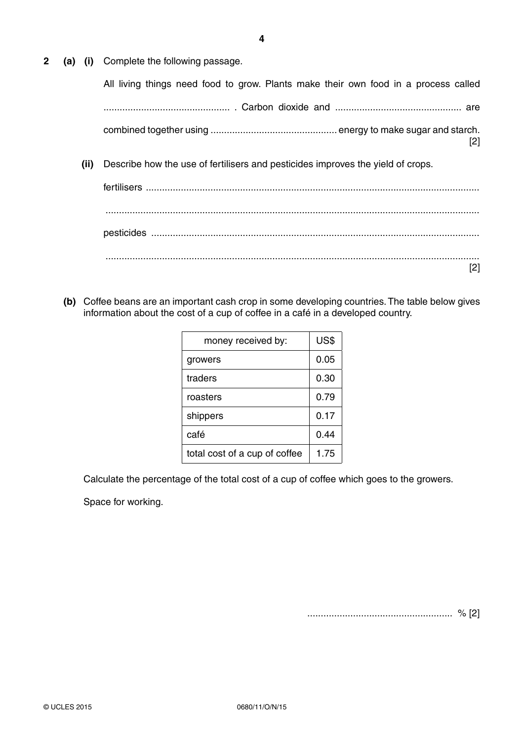**2 (a) (i)** Complete the following passage.

All living things need food to grow. Plants make their own food in a process called ............................................... . Carbon dioxide and ............................................... are combined together using ............................................... energy to make sugar and starch. [2]

**(ii)** Describe how the use of fertilisers and pesticides improves the yield of crops.

fertilisers ..........................................................................................................................

..........................................................................................................................................

pesticides ..........................................................................................................................

.......................................................................................................................................... [2]

**(b)** Coffee beans are an important cash crop in some developing countries. The table below gives information about the cost of a cup of coffee in a café in a developed country.

| money received by: | US$ |
|---|---|
| growers | 0.05 |
| traders | 0.30 |
| roasters | 0.79 |
| shippers | 0.17 |
| café | 0.44 |
| total cost of a cup of coffee | 1.75 |

Calculate the percentage of the total cost of a cup of coffee which goes to the growers.

Space for working.

...................................................... % [2]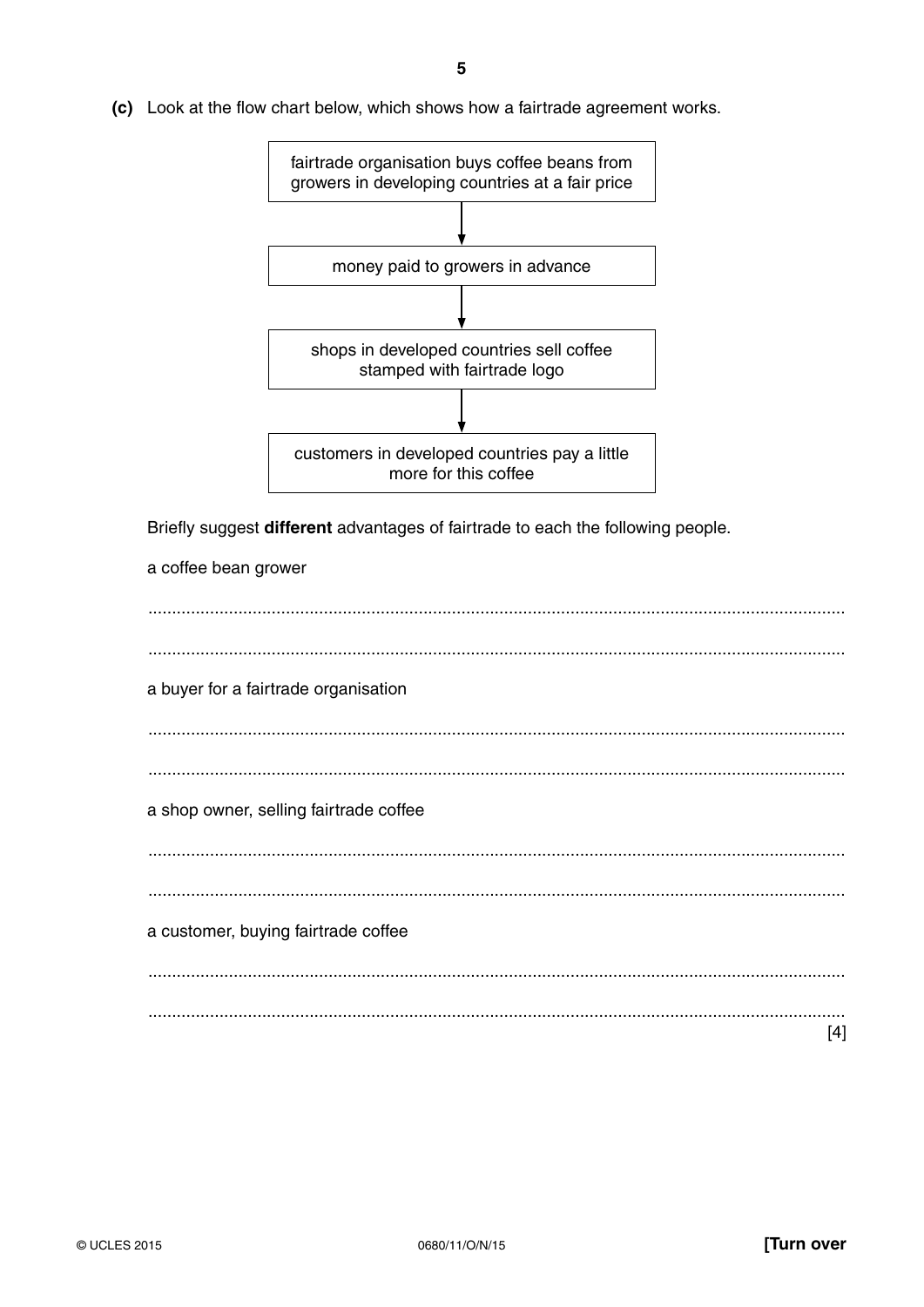**(c)** Look at the flow chart below, which shows how a fairtrade agreement works.

fairtrade organisation buys coffee beans from growers in developing countries at a fair price

↓

money paid to growers in advance

↓

shops in developed countries sell coffee stamped with fairtrade logo

↓

customers in developed countries pay a little more for this coffee

Briefly suggest **different** advantages of fairtrade to each the following people.

a coffee bean grower

..........................................................................................................................................

..........................................................................................................................................

a buyer for a fairtrade organisation

..........................................................................................................................................

..........................................................................................................................................

a shop owner, selling fairtrade coffee

..........................................................................................................................................

..........................................................................................................................................

a customer, buying fairtrade coffee

..........................................................................................................................................

.......................................................................................................................................... [4]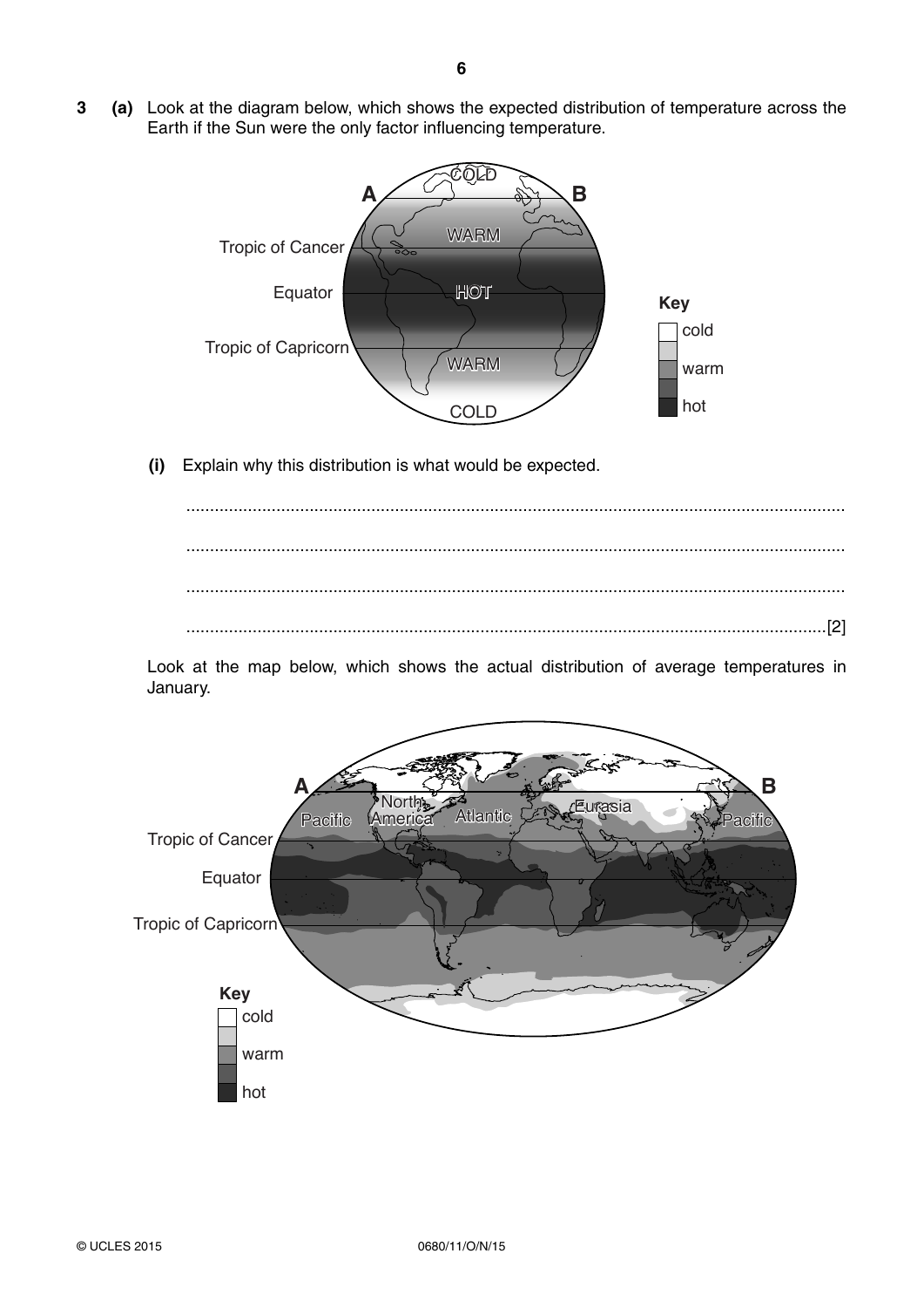**3** **(a)** Look at the diagram below, which shows the expected distribution of temperature across the Earth if the Sun were the only factor influencing temperature.

**(i)** Explain why this distribution is what would be expected.

..........................................................................................................................................

..........................................................................................................................................

..........................................................................................................................................

.......................................................................................................................................[2]

Look at the map below, which shows the actual distribution of average temperatures in January.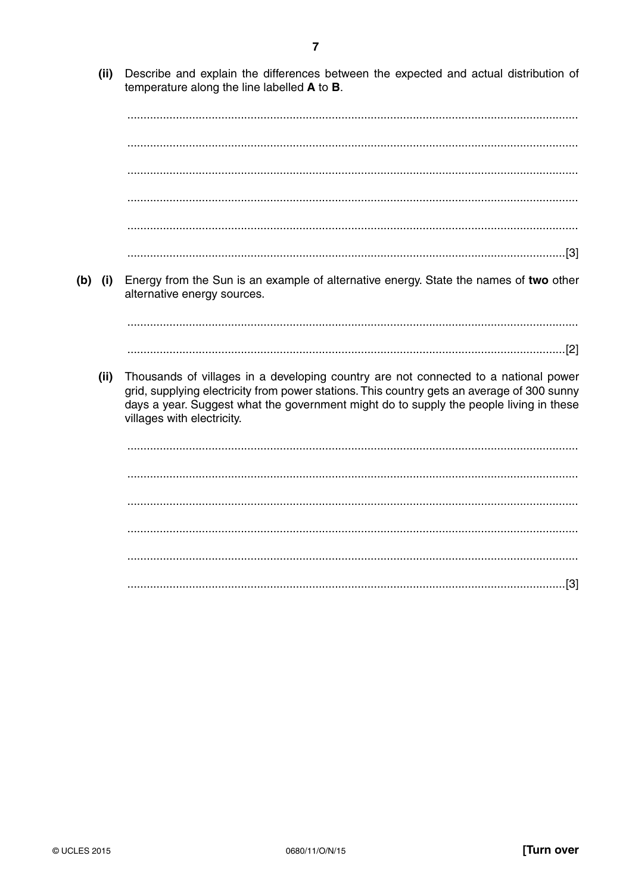(ii) Describe and explain the differences between the expected and actual distribution of temperature along the line labelled **A** to **B**.

..........................................................................................................................................

..........................................................................................................................................

..........................................................................................................................................

..........................................................................................................................................

..........................................................................................................................................

.....................................................................................................................................[3]

**(b)** (i) Energy from the Sun is an example of alternative energy. State the names of **two** other alternative energy sources.

..........................................................................................................................................

.....................................................................................................................................[2]

(ii) Thousands of villages in a developing country are not connected to a national power grid, supplying electricity from power stations. This country gets an average of 300 sunny days a year. Suggest what the government might do to supply the people living in these villages with electricity.

..........................................................................................................................................

..........................................................................................................................................

..........................................................................................................................................

..........................................................................................................................................

..........................................................................................................................................

.....................................................................................................................................[3]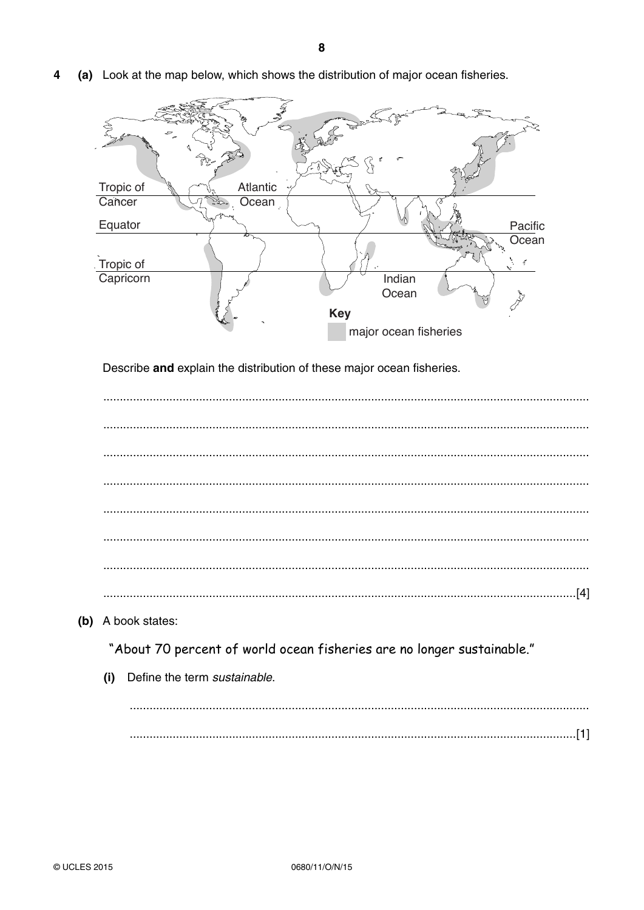**4** **(a)** Look at the map below, which shows the distribution of major ocean fisheries.

Describe **and** explain the distribution of these major ocean fisheries.

..........................................................................................................................................

..........................................................................................................................................

..........................................................................................................................................

..........................................................................................................................................

..........................................................................................................................................

..........................................................................................................................................

..........................................................................................................................................

.....................................................................................................................................[4]

**(b)** A book states:

"About 70 percent of world ocean fisheries are no longer sustainable."

**(i)** Define the term *sustainable*.

..........................................................................................................................................

.....................................................................................................................................[1]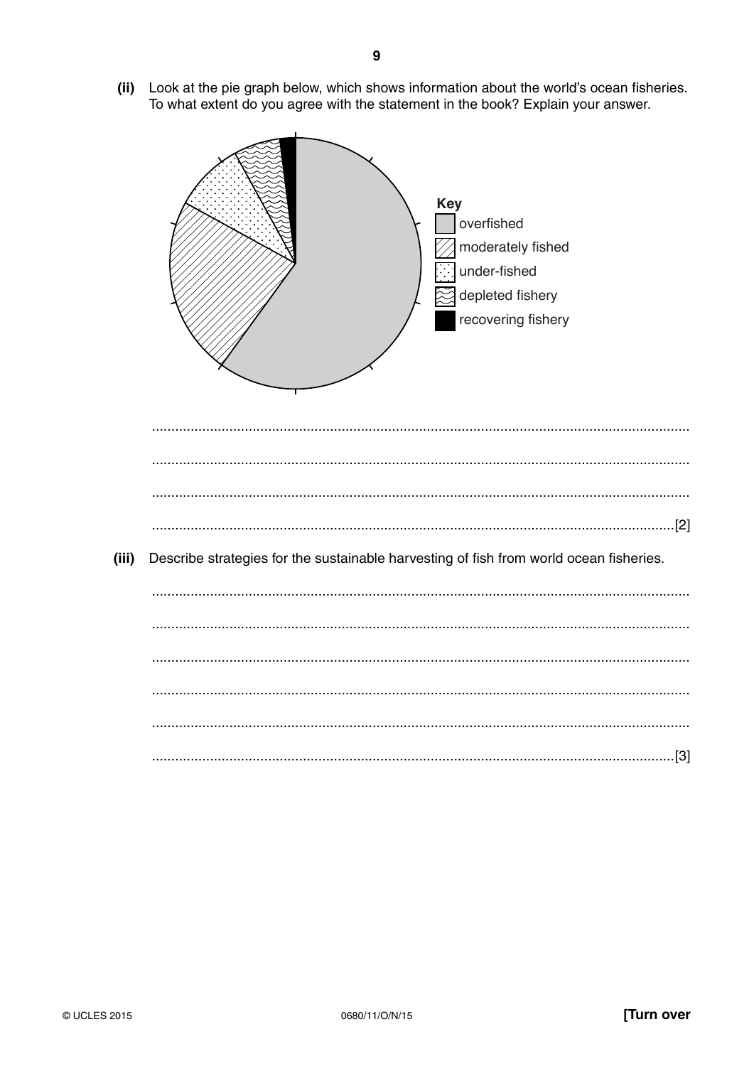**(ii)** Look at the pie graph below, which shows information about the world's ocean fisheries. To what extent do you agree with the statement in the book? Explain your answer.

Key
- overfished
- moderately fished
- under-fished
- depleted fishery
- recovering fishery

..........................................................................................................................................

..........................................................................................................................................

..........................................................................................................................................

.......................................................................................................................................[2]

**(iii)** Describe strategies for the sustainable harvesting of fish from world ocean fisheries.

..........................................................................................................................................

..........................................................................................................................................

..........................................................................................................................................

..........................................................................................................................................

..........................................................................................................................................

.......................................................................................................................................[3]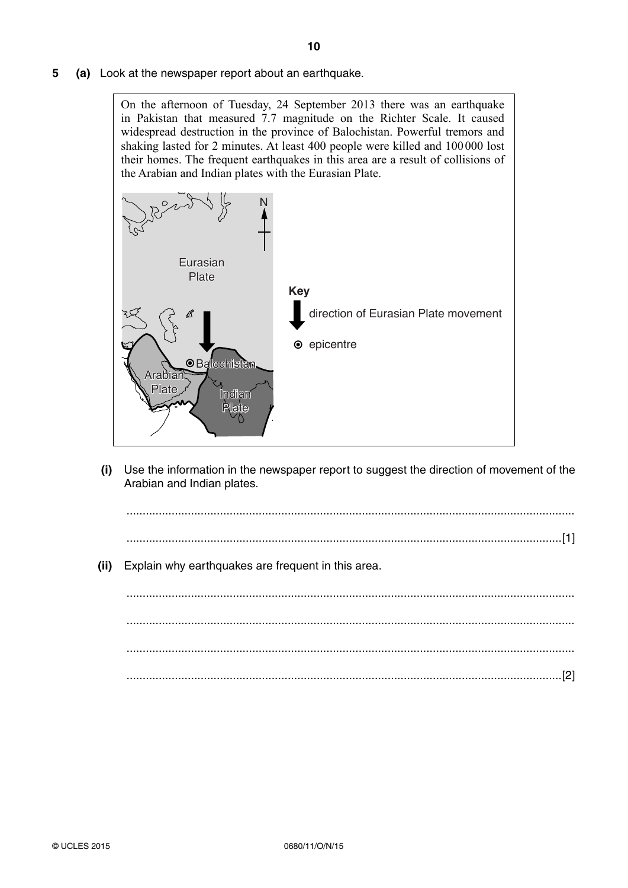**5 (a)** Look at the newspaper report about an earthquake.

> On the afternoon of Tuesday, 24 September 2013 there was an earthquake in Pakistan that measured 7.7 magnitude on the Richter Scale. It caused widespread destruction in the province of Balochistan. Powerful tremors and shaking lasted for 2 minutes. At least 400 people were killed and 100 000 lost their homes. The frequent earthquakes in this area are a result of collisions of the Arabian and Indian plates with the Eurasian Plate.

Eurasian Plate

N

Key

direction of Eurasian Plate movement

epicentre

Balochistan

Arabian Plate

Indian Plate

**(i)** Use the information in the newspaper report to suggest the direction of movement of the Arabian and Indian plates.

..........................................................................................................................................

......................................................................................................................................[1]

**(ii)** Explain why earthquakes are frequent in this area.

..........................................................................................................................................

..........................................................................................................................................

..........................................................................................................................................

......................................................................................................................................[2]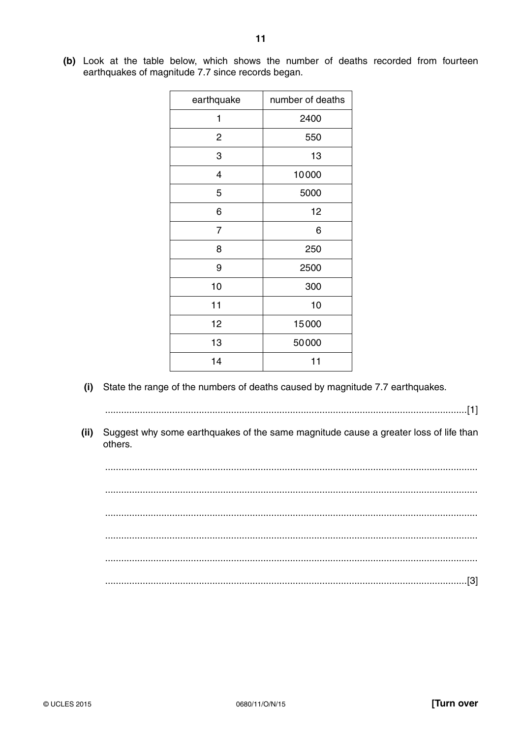**(b)** Look at the table below, which shows the number of deaths recorded from fourteen earthquakes of magnitude 7.7 since records began.

| earthquake | number of deaths |
|---|---|
| 1 | 2400 |
| 2 | 550 |
| 3 | 13 |
| 4 | 10000 |
| 5 | 5000 |
| 6 | 12 |
| 7 | 6 |
| 8 | 250 |
| 9 | 2500 |
| 10 | 300 |
| 11 | 10 |
| 12 | 15000 |
| 13 | 50000 |
| 14 | 11 |

**(i)** State the range of the numbers of deaths caused by magnitude 7.7 earthquakes.

.......................................................................................................................................[1]

**(ii)** Suggest why some earthquakes of the same magnitude cause a greater loss of life than others.

..........................................................................................................................................

..........................................................................................................................................

..........................................................................................................................................

..........................................................................................................................................

..........................................................................................................................................

.......................................................................................................................................[3]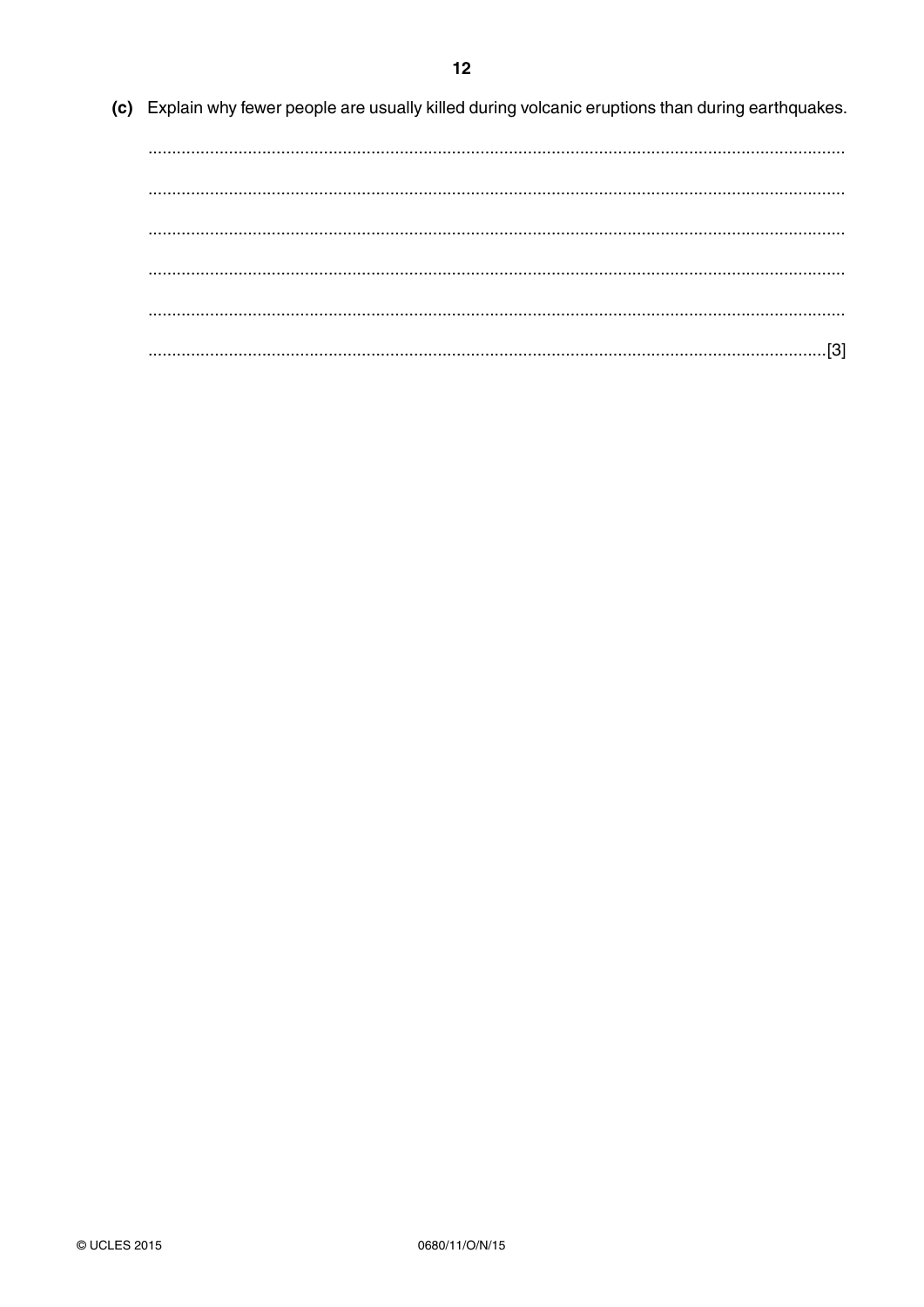**(c)** Explain why fewer people are usually killed during volcanic eruptions than during earthquakes.

..........................................................................................................................................

..........................................................................................................................................

..........................................................................................................................................

..........................................................................................................................................

..........................................................................................................................................

.......................................................................................................................................[3]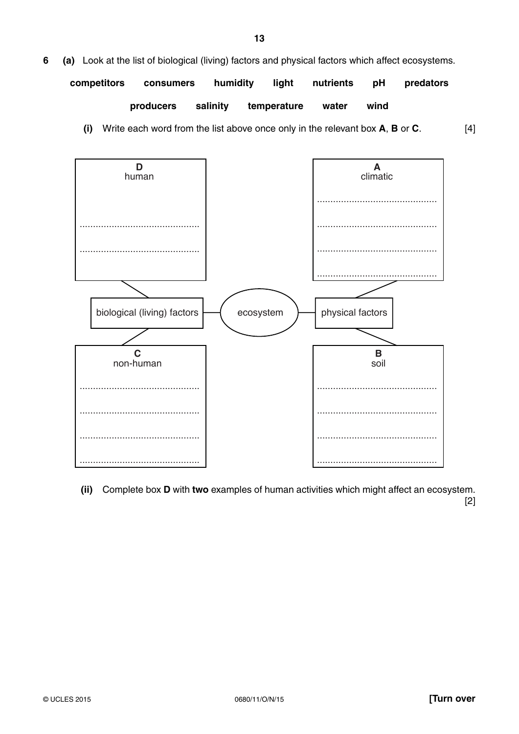**6** **(a)** Look at the list of biological (living) factors and physical factors which affect ecosystems.

**competitors** **consumers** **humidity** **light** **nutrients** **pH** **predators**

**producers** **salinity** **temperature** **water** **wind**

**(i)** Write each word from the list above once only in the relevant box **A**, **B** or **C**. [4]

**D**
human

.............................................

.............................................

**A**
climatic

.............................................

.............................................

.............................................

.............................................

biological (living) factors — ecosystem — physical factors

**C**
non-human

.............................................

.............................................

.............................................

.............................................

**B**
soil

.............................................

.............................................

.............................................

.............................................

**(ii)** Complete box **D** with **two** examples of human activities which might affect an ecosystem. [2]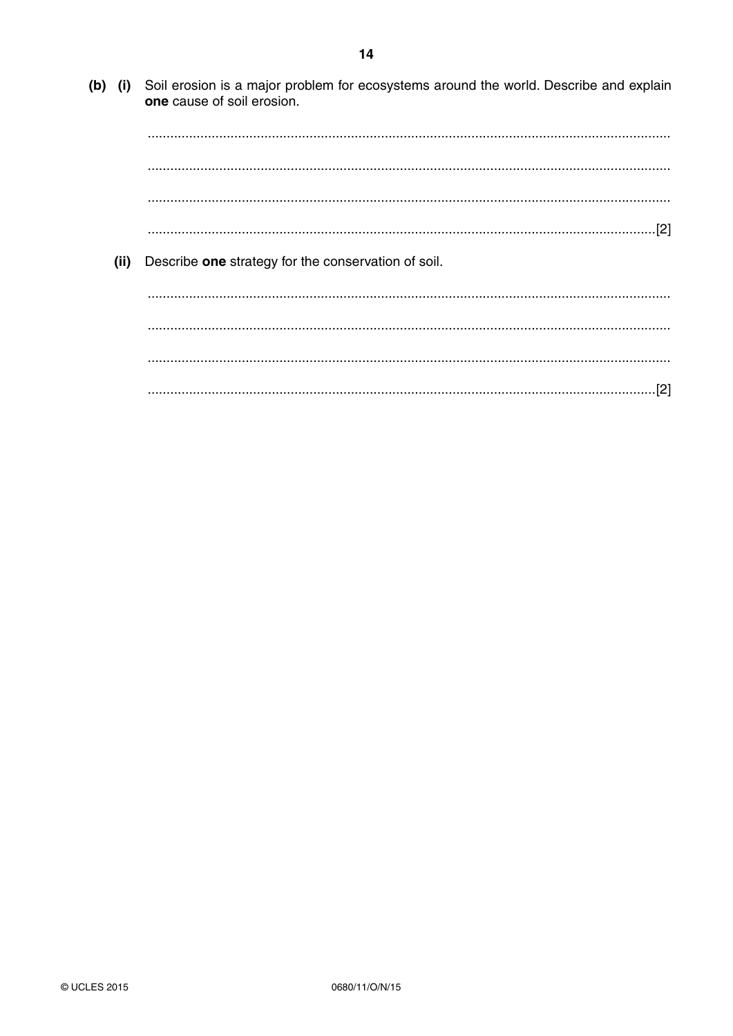**(b) (i)** Soil erosion is a major problem for ecosystems around the world. Describe and explain **one** cause of soil erosion.

..........................................................................................................................................

..........................................................................................................................................

..........................................................................................................................................

.......................................................................................................................................[2]

**(ii)** Describe **one** strategy for the conservation of soil.

..........................................................................................................................................

..........................................................................................................................................

..........................................................................................................................................

.......................................................................................................................................[2]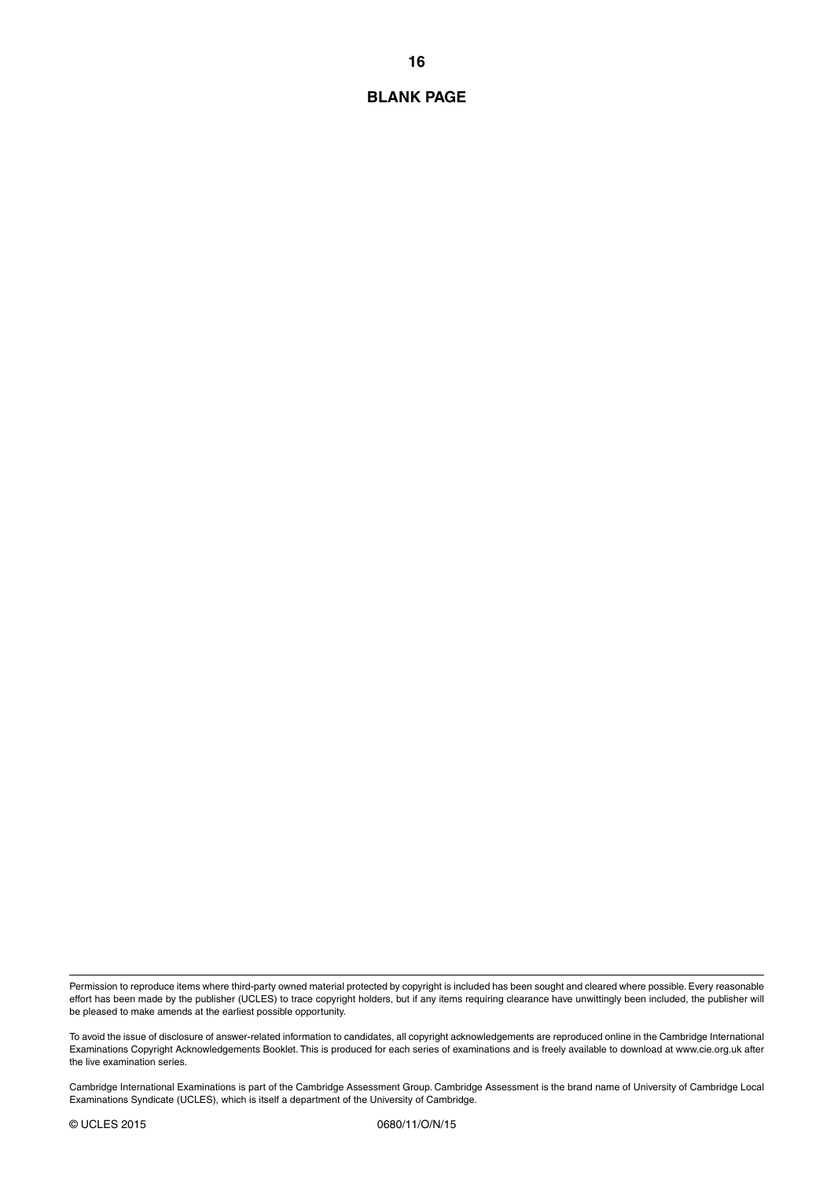**BLANK PAGE**

Permission to reproduce items where third-party owned material protected by copyright is included has been sought and cleared where possible. Every reasonable effort has been made by the publisher (UCLES) to trace copyright holders, but if any items requiring clearance have unwittingly been included, the publisher will be pleased to make amends at the earliest possible opportunity.

To avoid the issue of disclosure of answer-related information to candidates, all copyright acknowledgements are reproduced online in the Cambridge International Examinations Copyright Acknowledgements Booklet. This is produced for each series of examinations and is freely available to download at www.cie.org.uk after the live examination series.

Cambridge International Examinations is part of the Cambridge Assessment Group. Cambridge Assessment is the brand name of University of Cambridge Local Examinations Syndicate (UCLES), which is itself a department of the University of Cambridge.

© UCLES 2015 0680/11/O/N/15